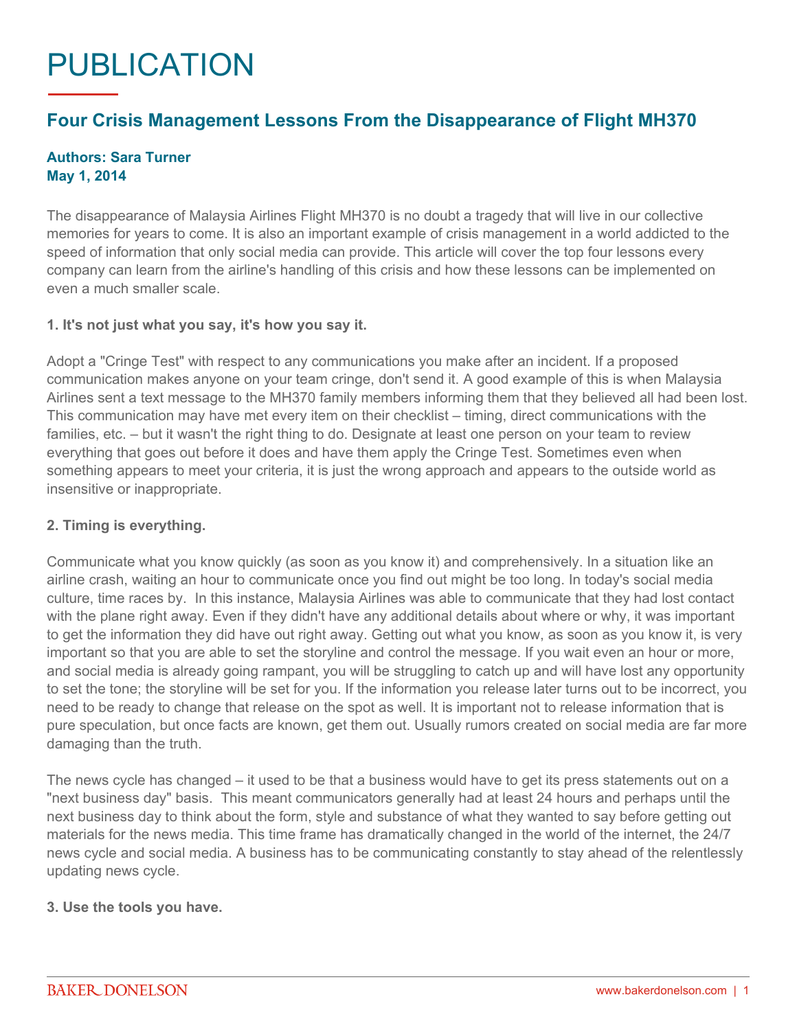# PUBLICATION

## Four Crisis Management Lessons From the Disappearance of Flight MH370

**Authors: Sara Turner**
**May 1, 2014**

The disappearance of Malaysia Airlines Flight MH370 is no doubt a tragedy that will live in our collective memories for years to come. It is also an important example of crisis management in a world addicted to the speed of information that only social media can provide. This article will cover the top four lessons every company can learn from the airline's handling of this crisis and how these lessons can be implemented on even a much smaller scale.

**1. It's not just what you say, it's how you say it.**

Adopt a "Cringe Test" with respect to any communications you make after an incident. If a proposed communication makes anyone on your team cringe, don't send it. A good example of this is when Malaysia Airlines sent a text message to the MH370 family members informing them that they believed all had been lost. This communication may have met every item on their checklist – timing, direct communications with the families, etc. – but it wasn't the right thing to do. Designate at least one person on your team to review everything that goes out before it does and have them apply the Cringe Test. Sometimes even when something appears to meet your criteria, it is just the wrong approach and appears to the outside world as insensitive or inappropriate.

**2. Timing is everything.**

Communicate what you know quickly (as soon as you know it) and comprehensively. In a situation like an airline crash, waiting an hour to communicate once you find out might be too long. In today's social media culture, time races by. In this instance, Malaysia Airlines was able to communicate that they had lost contact with the plane right away. Even if they didn't have any additional details about where or why, it was important to get the information they did have out right away. Getting out what you know, as soon as you know it, is very important so that you are able to set the storyline and control the message. If you wait even an hour or more, and social media is already going rampant, you will be struggling to catch up and will have lost any opportunity to set the tone; the storyline will be set for you. If the information you release later turns out to be incorrect, you need to be ready to change that release on the spot as well. It is important not to release information that is pure speculation, but once facts are known, get them out. Usually rumors created on social media are far more damaging than the truth.

The news cycle has changed – it used to be that a business would have to get its press statements out on a "next business day" basis. This meant communicators generally had at least 24 hours and perhaps until the next business day to think about the form, style and substance of what they wanted to say before getting out materials for the news media. This time frame has dramatically changed in the world of the internet, the 24/7 news cycle and social media. A business has to be communicating constantly to stay ahead of the relentlessly updating news cycle.

**3. Use the tools you have.**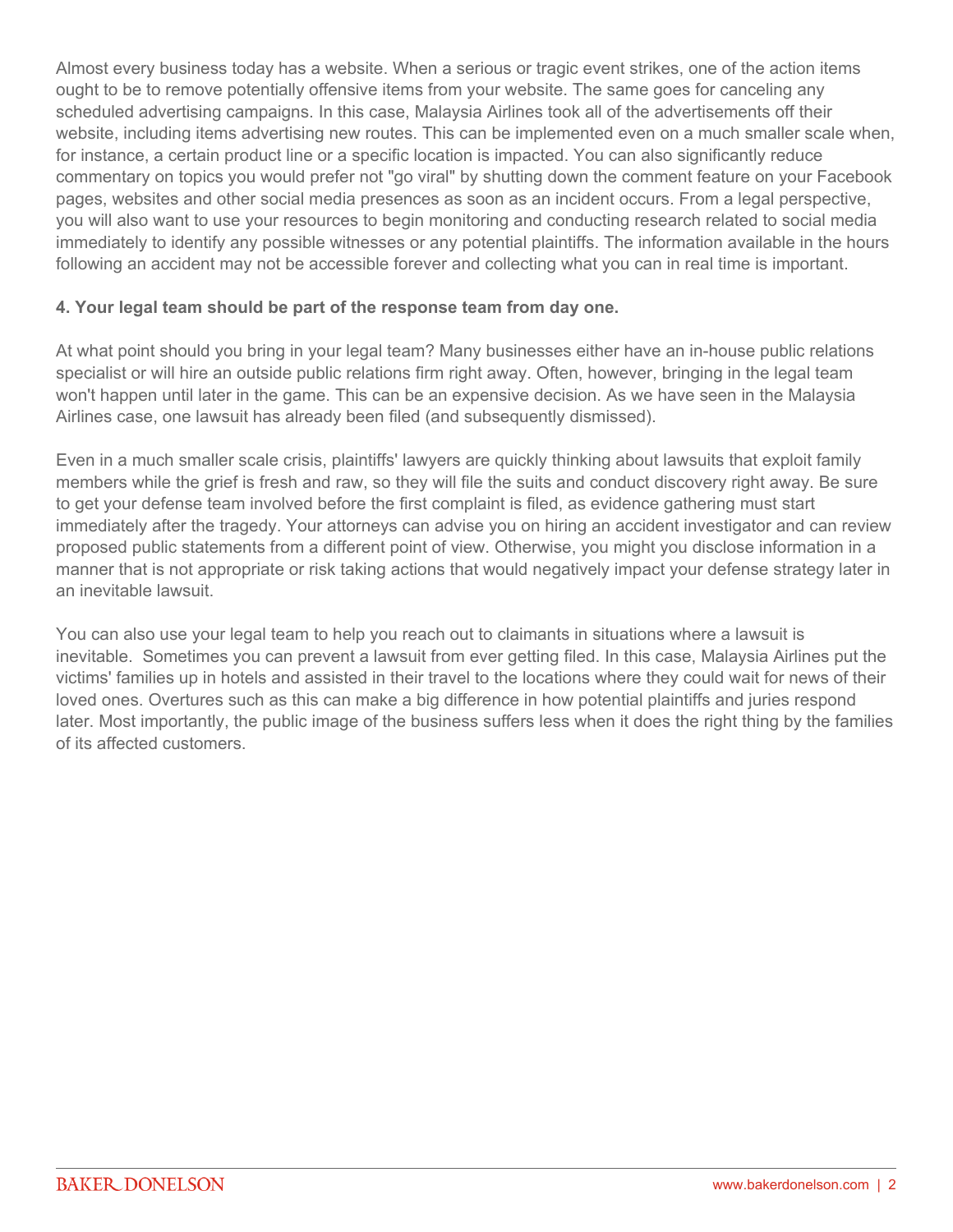Almost every business today has a website. When a serious or tragic event strikes, one of the action items ought to be to remove potentially offensive items from your website. The same goes for canceling any scheduled advertising campaigns. In this case, Malaysia Airlines took all of the advertisements off their website, including items advertising new routes. This can be implemented even on a much smaller scale when, for instance, a certain product line or a specific location is impacted. You can also significantly reduce commentary on topics you would prefer not "go viral" by shutting down the comment feature on your Facebook pages, websites and other social media presences as soon as an incident occurs. From a legal perspective, you will also want to use your resources to begin monitoring and conducting research related to social media immediately to identify any possible witnesses or any potential plaintiffs. The information available in the hours following an accident may not be accessible forever and collecting what you can in real time is important.

**4. Your legal team should be part of the response team from day one.**

At what point should you bring in your legal team? Many businesses either have an in-house public relations specialist or will hire an outside public relations firm right away. Often, however, bringing in the legal team won't happen until later in the game. This can be an expensive decision. As we have seen in the Malaysia Airlines case, one lawsuit has already been filed (and subsequently dismissed).

Even in a much smaller scale crisis, plaintiffs' lawyers are quickly thinking about lawsuits that exploit family members while the grief is fresh and raw, so they will file the suits and conduct discovery right away. Be sure to get your defense team involved before the first complaint is filed, as evidence gathering must start immediately after the tragedy. Your attorneys can advise you on hiring an accident investigator and can review proposed public statements from a different point of view. Otherwise, you might you disclose information in a manner that is not appropriate or risk taking actions that would negatively impact your defense strategy later in an inevitable lawsuit.

You can also use your legal team to help you reach out to claimants in situations where a lawsuit is inevitable. Sometimes you can prevent a lawsuit from ever getting filed. In this case, Malaysia Airlines put the victims' families up in hotels and assisted in their travel to the locations where they could wait for news of their loved ones. Overtures such as this can make a big difference in how potential plaintiffs and juries respond later. Most importantly, the public image of the business suffers less when it does the right thing by the families of its affected customers.